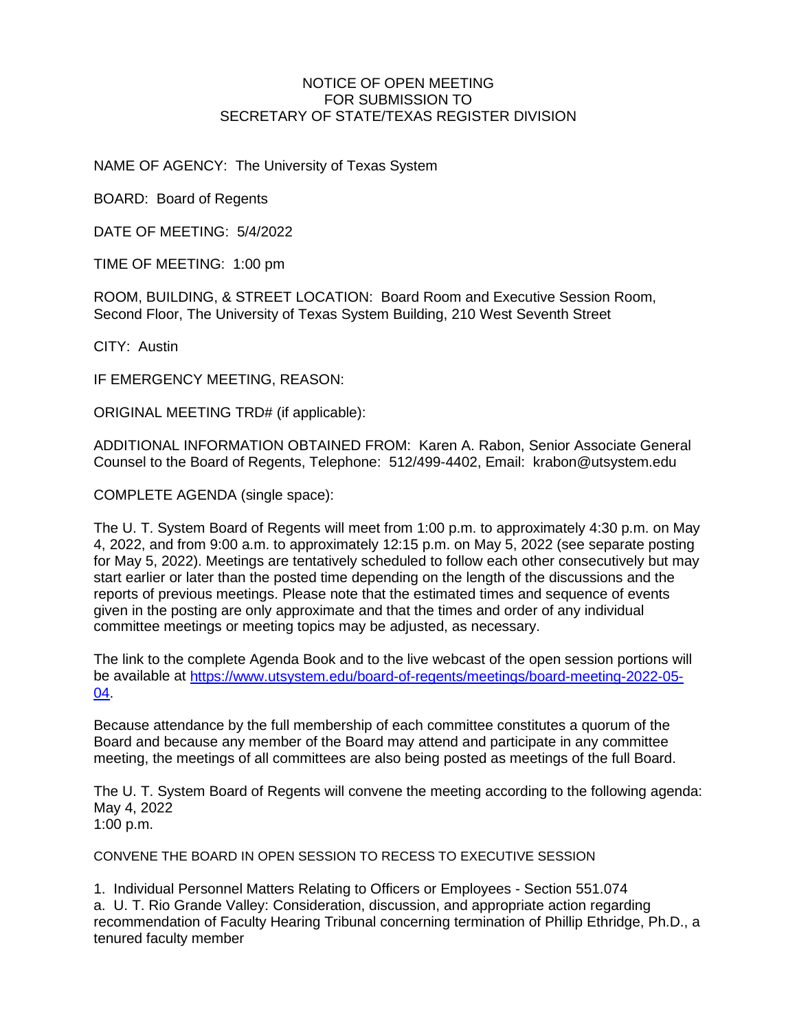NOTICE OF OPEN MEETING
FOR SUBMISSION TO
SECRETARY OF STATE/TEXAS REGISTER DIVISION

NAME OF AGENCY: The University of Texas System

BOARD: Board of Regents

DATE OF MEETING: 5/4/2022

TIME OF MEETING: 1:00 pm

ROOM, BUILDING, & STREET LOCATION: Board Room and Executive Session Room, Second Floor, The University of Texas System Building, 210 West Seventh Street

CITY: Austin

IF EMERGENCY MEETING, REASON:

ORIGINAL MEETING TRD# (if applicable):

ADDITIONAL INFORMATION OBTAINED FROM: Karen A. Rabon, Senior Associate General Counsel to the Board of Regents, Telephone: 512/499-4402, Email: krabon@utsystem.edu

COMPLETE AGENDA (single space):

The U. T. System Board of Regents will meet from 1:00 p.m. to approximately 4:30 p.m. on May 4, 2022, and from 9:00 a.m. to approximately 12:15 p.m. on May 5, 2022 (see separate posting for May 5, 2022). Meetings are tentatively scheduled to follow each other consecutively but may start earlier or later than the posted time depending on the length of the discussions and the reports of previous meetings. Please note that the estimated times and sequence of events given in the posting are only approximate and that the times and order of any individual committee meetings or meeting topics may be adjusted, as necessary.

The link to the complete Agenda Book and to the live webcast of the open session portions will be available at https://www.utsystem.edu/board-of-regents/meetings/board-meeting-2022-05-04.

Because attendance by the full membership of each committee constitutes a quorum of the Board and because any member of the Board may attend and participate in any committee meeting, the meetings of all committees are also being posted as meetings of the full Board.

The U. T. System Board of Regents will convene the meeting according to the following agenda:
May 4, 2022
1:00 p.m.

CONVENE THE BOARD IN OPEN SESSION TO RECESS TO EXECUTIVE SESSION

1. Individual Personnel Matters Relating to Officers or Employees - Section 551.074
a. U. T. Rio Grande Valley: Consideration, discussion, and appropriate action regarding recommendation of Faculty Hearing Tribunal concerning termination of Phillip Ethridge, Ph.D., a tenured faculty member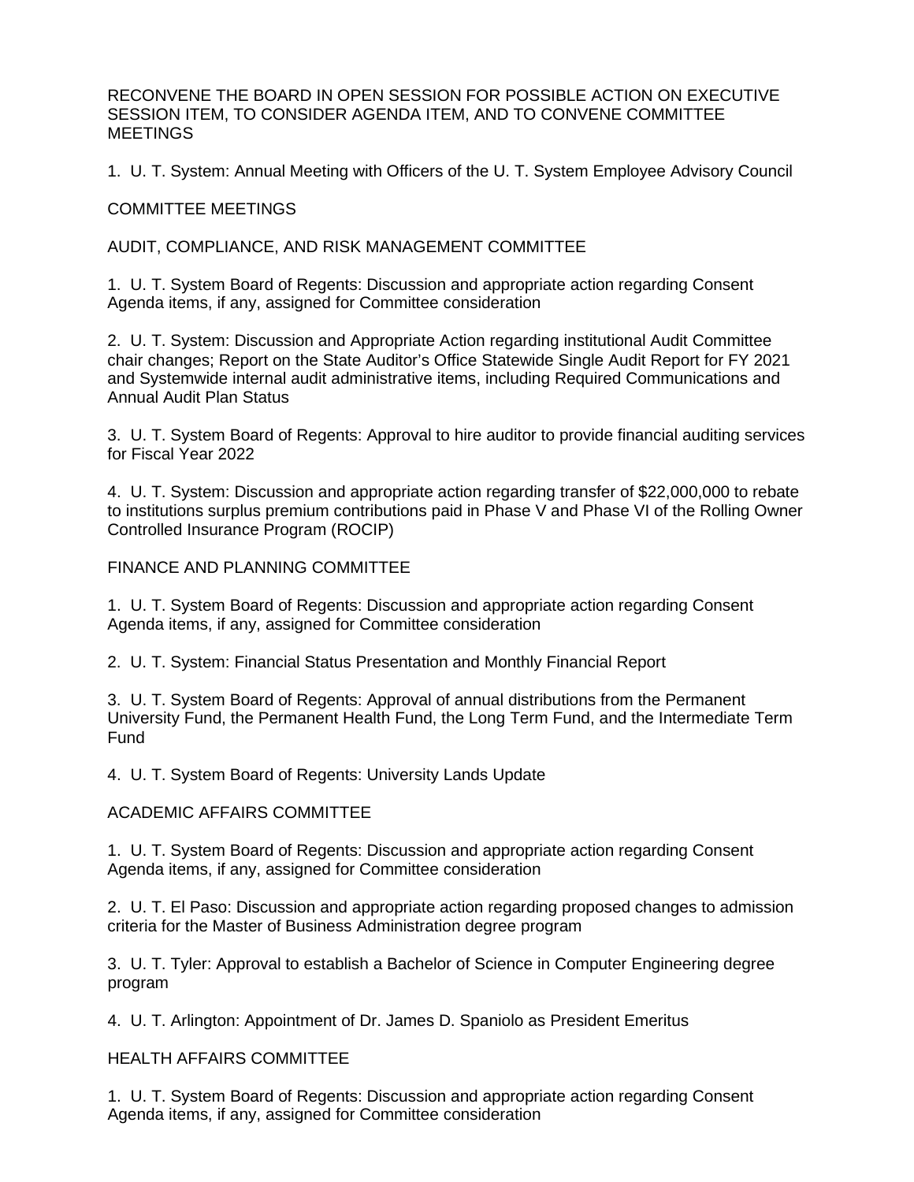RECONVENE THE BOARD IN OPEN SESSION FOR POSSIBLE ACTION ON EXECUTIVE SESSION ITEM, TO CONSIDER AGENDA ITEM, AND TO CONVENE COMMITTEE MEETINGS

1. U. T. System: Annual Meeting with Officers of the U. T. System Employee Advisory Council

## COMMITTEE MEETINGS

### AUDIT, COMPLIANCE, AND RISK MANAGEMENT COMMITTEE

1. U. T. System Board of Regents: Discussion and appropriate action regarding Consent Agenda items, if any, assigned for Committee consideration

2. U. T. System: Discussion and Appropriate Action regarding institutional Audit Committee chair changes; Report on the State Auditor's Office Statewide Single Audit Report for FY 2021 and Systemwide internal audit administrative items, including Required Communications and Annual Audit Plan Status

3. U. T. System Board of Regents: Approval to hire auditor to provide financial auditing services for Fiscal Year 2022

4. U. T. System: Discussion and appropriate action regarding transfer of $22,000,000 to rebate to institutions surplus premium contributions paid in Phase V and Phase VI of the Rolling Owner Controlled Insurance Program (ROCIP)

### FINANCE AND PLANNING COMMITTEE

1. U. T. System Board of Regents: Discussion and appropriate action regarding Consent Agenda items, if any, assigned for Committee consideration

2. U. T. System: Financial Status Presentation and Monthly Financial Report

3. U. T. System Board of Regents: Approval of annual distributions from the Permanent University Fund, the Permanent Health Fund, the Long Term Fund, and the Intermediate Term Fund

4. U. T. System Board of Regents: University Lands Update

### ACADEMIC AFFAIRS COMMITTEE

1. U. T. System Board of Regents: Discussion and appropriate action regarding Consent Agenda items, if any, assigned for Committee consideration

2. U. T. El Paso: Discussion and appropriate action regarding proposed changes to admission criteria for the Master of Business Administration degree program

3. U. T. Tyler: Approval to establish a Bachelor of Science in Computer Engineering degree program

4. U. T. Arlington: Appointment of Dr. James D. Spaniolo as President Emeritus

### HEALTH AFFAIRS COMMITTEE

1. U. T. System Board of Regents: Discussion and appropriate action regarding Consent Agenda items, if any, assigned for Committee consideration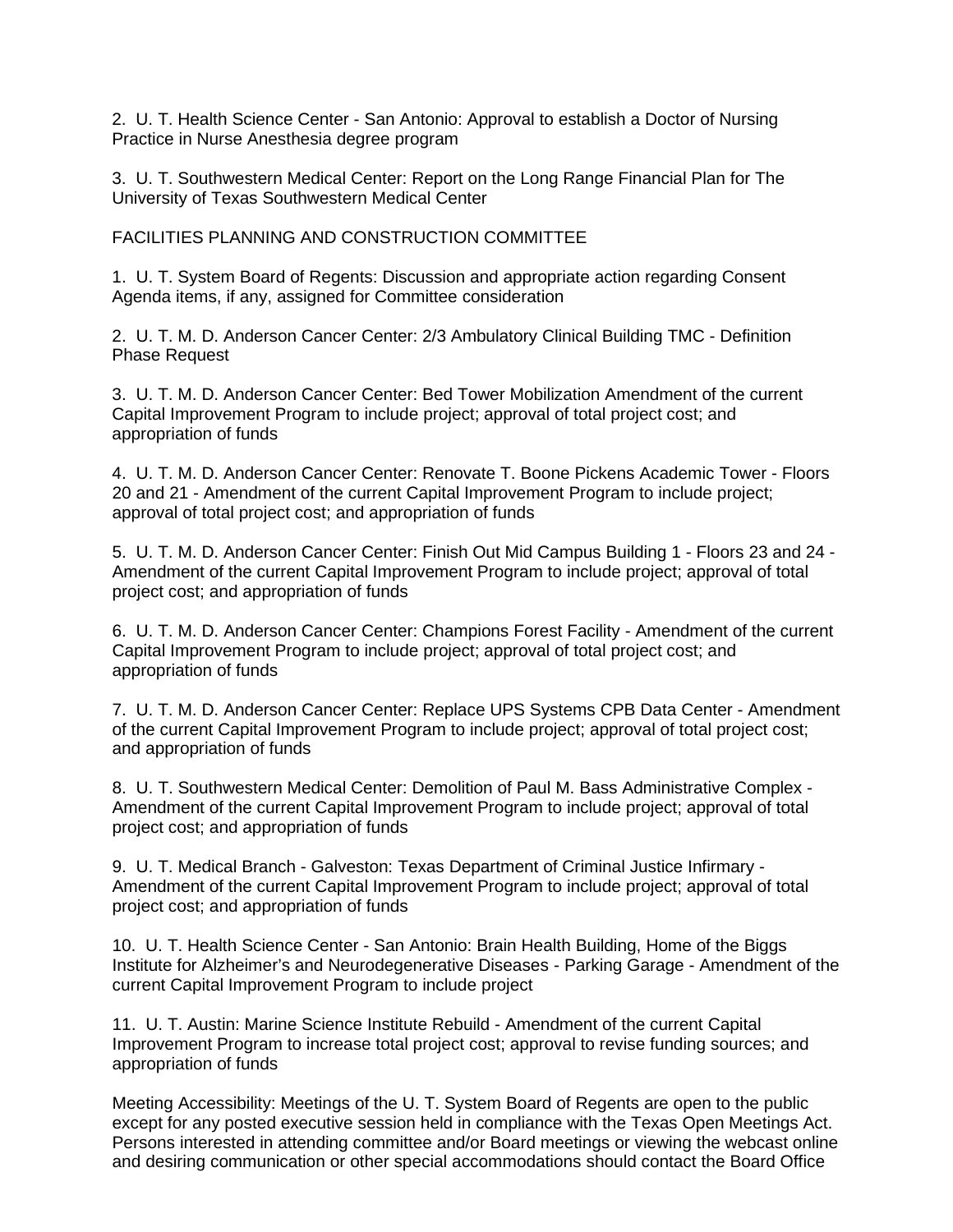2. U. T. Health Science Center - San Antonio: Approval to establish a Doctor of Nursing Practice in Nurse Anesthesia degree program

3. U. T. Southwestern Medical Center: Report on the Long Range Financial Plan for The University of Texas Southwestern Medical Center

FACILITIES PLANNING AND CONSTRUCTION COMMITTEE

1. U. T. System Board of Regents: Discussion and appropriate action regarding Consent Agenda items, if any, assigned for Committee consideration

2. U. T. M. D. Anderson Cancer Center: 2/3 Ambulatory Clinical Building TMC - Definition Phase Request

3. U. T. M. D. Anderson Cancer Center: Bed Tower Mobilization Amendment of the current Capital Improvement Program to include project; approval of total project cost; and appropriation of funds

4. U. T. M. D. Anderson Cancer Center: Renovate T. Boone Pickens Academic Tower - Floors 20 and 21 - Amendment of the current Capital Improvement Program to include project; approval of total project cost; and appropriation of funds

5. U. T. M. D. Anderson Cancer Center: Finish Out Mid Campus Building 1 - Floors 23 and 24 - Amendment of the current Capital Improvement Program to include project; approval of total project cost; and appropriation of funds

6. U. T. M. D. Anderson Cancer Center: Champions Forest Facility - Amendment of the current Capital Improvement Program to include project; approval of total project cost; and appropriation of funds

7. U. T. M. D. Anderson Cancer Center: Replace UPS Systems CPB Data Center - Amendment of the current Capital Improvement Program to include project; approval of total project cost; and appropriation of funds

8. U. T. Southwestern Medical Center: Demolition of Paul M. Bass Administrative Complex - Amendment of the current Capital Improvement Program to include project; approval of total project cost; and appropriation of funds

9. U. T. Medical Branch - Galveston: Texas Department of Criminal Justice Infirmary - Amendment of the current Capital Improvement Program to include project; approval of total project cost; and appropriation of funds

10. U. T. Health Science Center - San Antonio: Brain Health Building, Home of the Biggs Institute for Alzheimer's and Neurodegenerative Diseases - Parking Garage - Amendment of the current Capital Improvement Program to include project

11. U. T. Austin: Marine Science Institute Rebuild - Amendment of the current Capital Improvement Program to increase total project cost; approval to revise funding sources; and appropriation of funds

Meeting Accessibility: Meetings of the U. T. System Board of Regents are open to the public except for any posted executive session held in compliance with the Texas Open Meetings Act. Persons interested in attending committee and/or Board meetings or viewing the webcast online and desiring communication or other special accommodations should contact the Board Office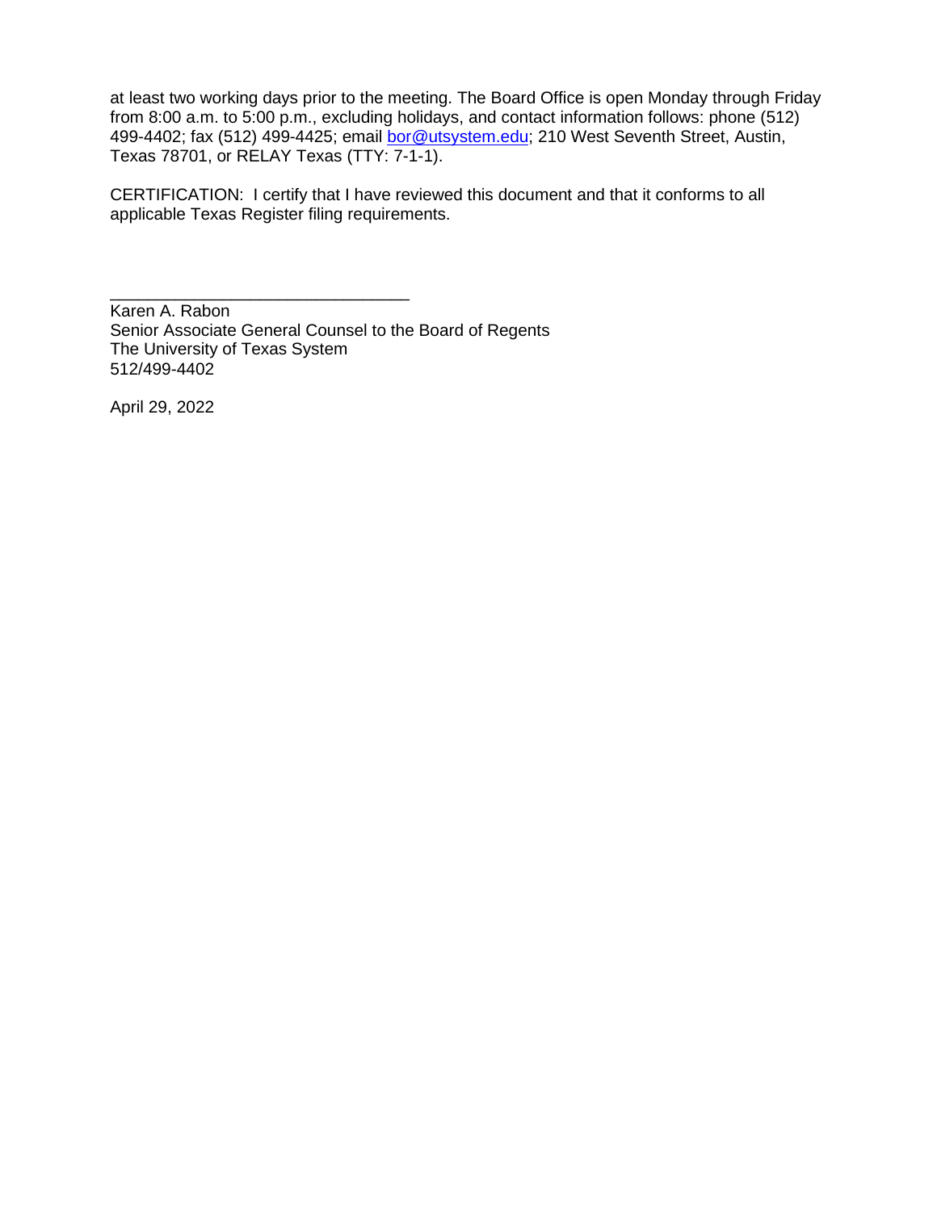at least two working days prior to the meeting. The Board Office is open Monday through Friday from 8:00 a.m. to 5:00 p.m., excluding holidays, and contact information follows: phone (512) 499-4402; fax (512) 499-4425; email bor@utsystem.edu; 210 West Seventh Street, Austin, Texas 78701, or RELAY Texas (TTY: 7-1-1).

CERTIFICATION: I certify that I have reviewed this document and that it conforms to all applicable Texas Register filing requirements.

_________________________________
Karen A. Rabon
Senior Associate General Counsel to the Board of Regents
The University of Texas System
512/499-4402

April 29, 2022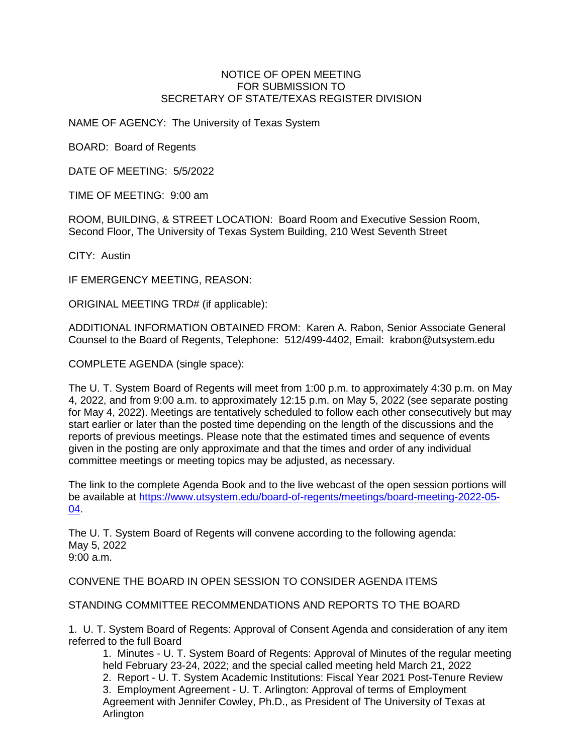NOTICE OF OPEN MEETING
FOR SUBMISSION TO
SECRETARY OF STATE/TEXAS REGISTER DIVISION

NAME OF AGENCY: The University of Texas System

BOARD: Board of Regents

DATE OF MEETING: 5/5/2022

TIME OF MEETING: 9:00 am

ROOM, BUILDING, & STREET LOCATION: Board Room and Executive Session Room, Second Floor, The University of Texas System Building, 210 West Seventh Street

CITY: Austin

IF EMERGENCY MEETING, REASON:

ORIGINAL MEETING TRD# (if applicable):

ADDITIONAL INFORMATION OBTAINED FROM: Karen A. Rabon, Senior Associate General Counsel to the Board of Regents, Telephone: 512/499-4402, Email: krabon@utsystem.edu

COMPLETE AGENDA (single space):

The U. T. System Board of Regents will meet from 1:00 p.m. to approximately 4:30 p.m. on May 4, 2022, and from 9:00 a.m. to approximately 12:15 p.m. on May 5, 2022 (see separate posting for May 4, 2022). Meetings are tentatively scheduled to follow each other consecutively but may start earlier or later than the posted time depending on the length of the discussions and the reports of previous meetings. Please note that the estimated times and sequence of events given in the posting are only approximate and that the times and order of any individual committee meetings or meeting topics may be adjusted, as necessary.

The link to the complete Agenda Book and to the live webcast of the open session portions will be available at https://www.utsystem.edu/board-of-regents/meetings/board-meeting-2022-05-04.

The U. T. System Board of Regents will convene according to the following agenda:
May 5, 2022
9:00 a.m.

CONVENE THE BOARD IN OPEN SESSION TO CONSIDER AGENDA ITEMS

STANDING COMMITTEE RECOMMENDATIONS AND REPORTS TO THE BOARD

1. U. T. System Board of Regents: Approval of Consent Agenda and consideration of any item referred to the full Board

    1. Minutes - U. T. System Board of Regents: Approval of Minutes of the regular meeting held February 23-24, 2022; and the special called meeting held March 21, 2022
    2. Report - U. T. System Academic Institutions: Fiscal Year 2021 Post-Tenure Review
    3. Employment Agreement - U. T. Arlington: Approval of terms of Employment Agreement with Jennifer Cowley, Ph.D., as President of The University of Texas at Arlington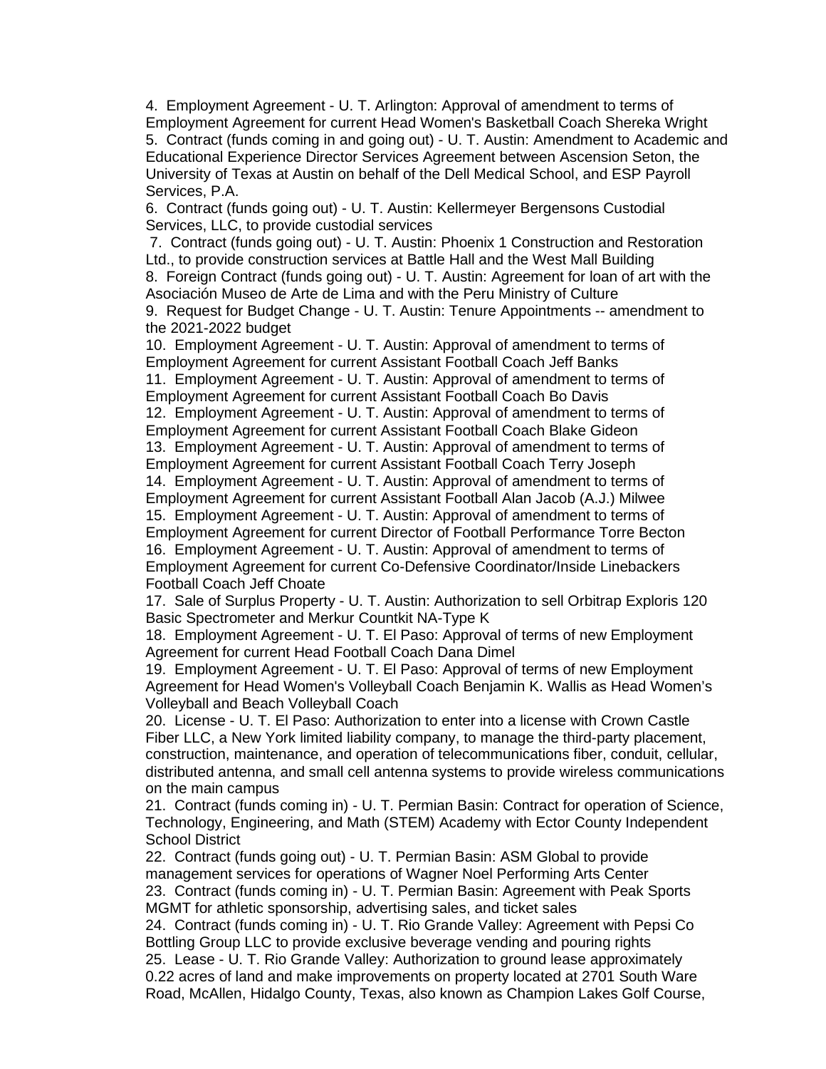4. Employment Agreement - U. T. Arlington: Approval of amendment to terms of Employment Agreement for current Head Women's Basketball Coach Shereka Wright

5. Contract (funds coming in and going out) - U. T. Austin: Amendment to Academic and Educational Experience Director Services Agreement between Ascension Seton, the University of Texas at Austin on behalf of the Dell Medical School, and ESP Payroll Services, P.A.

6. Contract (funds going out) - U. T. Austin: Kellermeyer Bergensons Custodial Services, LLC, to provide custodial services

7. Contract (funds going out) - U. T. Austin: Phoenix 1 Construction and Restoration Ltd., to provide construction services at Battle Hall and the West Mall Building

8. Foreign Contract (funds going out) - U. T. Austin: Agreement for loan of art with the Asociación Museo de Arte de Lima and with the Peru Ministry of Culture

9. Request for Budget Change - U. T. Austin: Tenure Appointments -- amendment to the 2021-2022 budget

10. Employment Agreement - U. T. Austin: Approval of amendment to terms of Employment Agreement for current Assistant Football Coach Jeff Banks

11. Employment Agreement - U. T. Austin: Approval of amendment to terms of Employment Agreement for current Assistant Football Coach Bo Davis

12. Employment Agreement - U. T. Austin: Approval of amendment to terms of Employment Agreement for current Assistant Football Coach Blake Gideon

13. Employment Agreement - U. T. Austin: Approval of amendment to terms of Employment Agreement for current Assistant Football Coach Terry Joseph

14. Employment Agreement - U. T. Austin: Approval of amendment to terms of Employment Agreement for current Assistant Football Alan Jacob (A.J.) Milwee

15. Employment Agreement - U. T. Austin: Approval of amendment to terms of Employment Agreement for current Director of Football Performance Torre Becton

16. Employment Agreement - U. T. Austin: Approval of amendment to terms of Employment Agreement for current Co-Defensive Coordinator/Inside Linebackers Football Coach Jeff Choate

17. Sale of Surplus Property - U. T. Austin: Authorization to sell Orbitrap Exploris 120 Basic Spectrometer and Merkur Countkit NA-Type K

18. Employment Agreement - U. T. El Paso: Approval of terms of new Employment Agreement for current Head Football Coach Dana Dimel

19. Employment Agreement - U. T. El Paso: Approval of terms of new Employment Agreement for Head Women's Volleyball Coach Benjamin K. Wallis as Head Women's Volleyball and Beach Volleyball Coach

20. License - U. T. El Paso: Authorization to enter into a license with Crown Castle Fiber LLC, a New York limited liability company, to manage the third-party placement, construction, maintenance, and operation of telecommunications fiber, conduit, cellular, distributed antenna, and small cell antenna systems to provide wireless communications on the main campus

21. Contract (funds coming in) - U. T. Permian Basin: Contract for operation of Science, Technology, Engineering, and Math (STEM) Academy with Ector County Independent School District

22. Contract (funds going out) - U. T. Permian Basin: ASM Global to provide management services for operations of Wagner Noel Performing Arts Center

23. Contract (funds coming in) - U. T. Permian Basin: Agreement with Peak Sports MGMT for athletic sponsorship, advertising sales, and ticket sales

24. Contract (funds coming in) - U. T. Rio Grande Valley: Agreement with Pepsi Co Bottling Group LLC to provide exclusive beverage vending and pouring rights

25. Lease - U. T. Rio Grande Valley: Authorization to ground lease approximately 0.22 acres of land and make improvements on property located at 2701 South Ware Road, McAllen, Hidalgo County, Texas, also known as Champion Lakes Golf Course,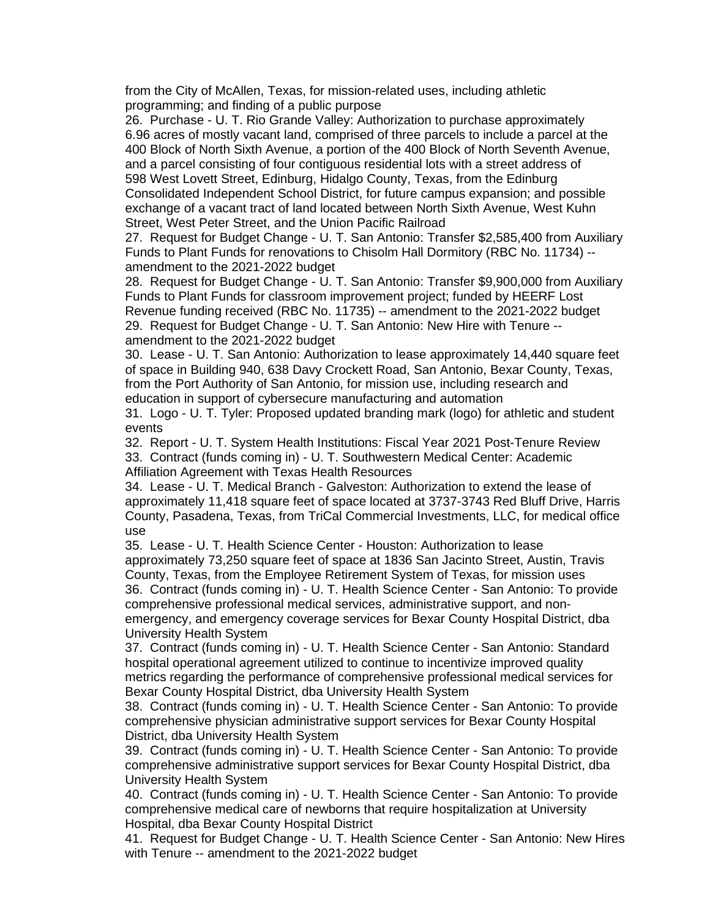from the City of McAllen, Texas, for mission-related uses, including athletic programming; and finding of a public purpose

26. Purchase - U. T. Rio Grande Valley: Authorization to purchase approximately 6.96 acres of mostly vacant land, comprised of three parcels to include a parcel at the 400 Block of North Sixth Avenue, a portion of the 400 Block of North Seventh Avenue, and a parcel consisting of four contiguous residential lots with a street address of 598 West Lovett Street, Edinburg, Hidalgo County, Texas, from the Edinburg Consolidated Independent School District, for future campus expansion; and possible exchange of a vacant tract of land located between North Sixth Avenue, West Kuhn Street, West Peter Street, and the Union Pacific Railroad

27. Request for Budget Change - U. T. San Antonio: Transfer $2,585,400 from Auxiliary Funds to Plant Funds for renovations to Chisolm Hall Dormitory (RBC No. 11734) -- amendment to the 2021-2022 budget

28. Request for Budget Change - U. T. San Antonio: Transfer $9,900,000 from Auxiliary Funds to Plant Funds for classroom improvement project; funded by HEERF Lost Revenue funding received (RBC No. 11735) -- amendment to the 2021-2022 budget

29. Request for Budget Change - U. T. San Antonio: New Hire with Tenure -- amendment to the 2021-2022 budget

30. Lease - U. T. San Antonio: Authorization to lease approximately 14,440 square feet of space in Building 940, 638 Davy Crockett Road, San Antonio, Bexar County, Texas, from the Port Authority of San Antonio, for mission use, including research and education in support of cybersecure manufacturing and automation

31. Logo - U. T. Tyler: Proposed updated branding mark (logo) for athletic and student events

32. Report - U. T. System Health Institutions: Fiscal Year 2021 Post-Tenure Review

33. Contract (funds coming in) - U. T. Southwestern Medical Center: Academic Affiliation Agreement with Texas Health Resources

34. Lease - U. T. Medical Branch - Galveston: Authorization to extend the lease of approximately 11,418 square feet of space located at 3737-3743 Red Bluff Drive, Harris County, Pasadena, Texas, from TriCal Commercial Investments, LLC, for medical office use

35. Lease - U. T. Health Science Center - Houston: Authorization to lease approximately 73,250 square feet of space at 1836 San Jacinto Street, Austin, Travis County, Texas, from the Employee Retirement System of Texas, for mission uses

36. Contract (funds coming in) - U. T. Health Science Center - San Antonio: To provide comprehensive professional medical services, administrative support, and non-emergency, and emergency coverage services for Bexar County Hospital District, dba University Health System

37. Contract (funds coming in) - U. T. Health Science Center - San Antonio: Standard hospital operational agreement utilized to continue to incentivize improved quality metrics regarding the performance of comprehensive professional medical services for Bexar County Hospital District, dba University Health System

38. Contract (funds coming in) - U. T. Health Science Center - San Antonio: To provide comprehensive physician administrative support services for Bexar County Hospital District, dba University Health System

39. Contract (funds coming in) - U. T. Health Science Center - San Antonio: To provide comprehensive administrative support services for Bexar County Hospital District, dba University Health System

40. Contract (funds coming in) - U. T. Health Science Center - San Antonio: To provide comprehensive medical care of newborns that require hospitalization at University Hospital, dba Bexar County Hospital District

41. Request for Budget Change - U. T. Health Science Center - San Antonio: New Hires with Tenure -- amendment to the 2021-2022 budget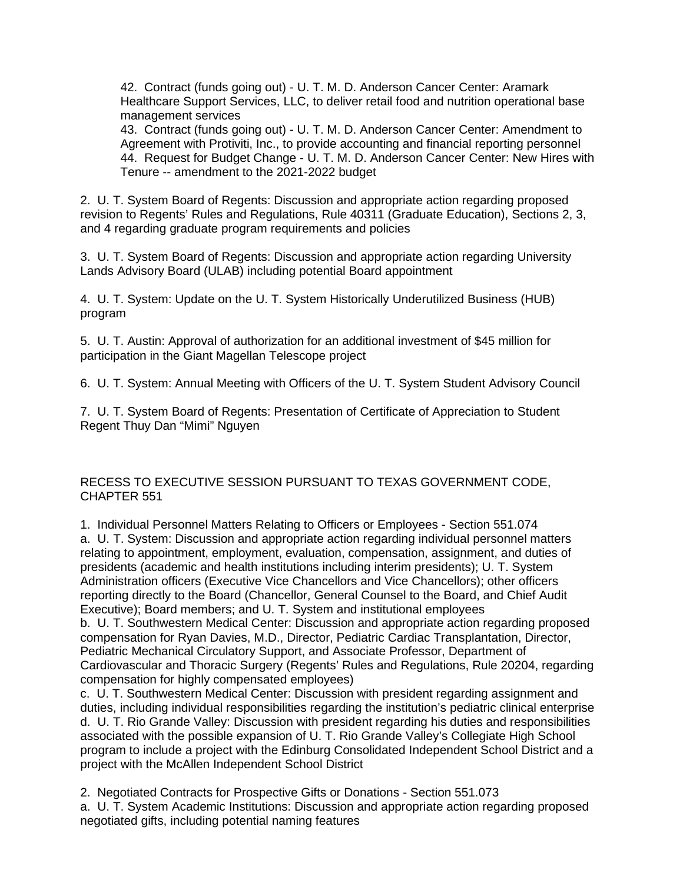42. Contract (funds going out) - U. T. M. D. Anderson Cancer Center: Aramark Healthcare Support Services, LLC, to deliver retail food and nutrition operational base management services

43. Contract (funds going out) - U. T. M. D. Anderson Cancer Center: Amendment to Agreement with Protiviti, Inc., to provide accounting and financial reporting personnel

44. Request for Budget Change - U. T. M. D. Anderson Cancer Center: New Hires with Tenure -- amendment to the 2021-2022 budget

2. U. T. System Board of Regents: Discussion and appropriate action regarding proposed revision to Regents' Rules and Regulations, Rule 40311 (Graduate Education), Sections 2, 3, and 4 regarding graduate program requirements and policies

3. U. T. System Board of Regents: Discussion and appropriate action regarding University Lands Advisory Board (ULAB) including potential Board appointment

4. U. T. System: Update on the U. T. System Historically Underutilized Business (HUB) program

5. U. T. Austin: Approval of authorization for an additional investment of $45 million for participation in the Giant Magellan Telescope project

6. U. T. System: Annual Meeting with Officers of the U. T. System Student Advisory Council

7. U. T. System Board of Regents: Presentation of Certificate of Appreciation to Student Regent Thuy Dan "Mimi" Nguyen

RECESS TO EXECUTIVE SESSION PURSUANT TO TEXAS GOVERNMENT CODE, CHAPTER 551

1. Individual Personnel Matters Relating to Officers or Employees - Section 551.074

a. U. T. System: Discussion and appropriate action regarding individual personnel matters relating to appointment, employment, evaluation, compensation, assignment, and duties of presidents (academic and health institutions including interim presidents); U. T. System Administration officers (Executive Vice Chancellors and Vice Chancellors); other officers reporting directly to the Board (Chancellor, General Counsel to the Board, and Chief Audit Executive); Board members; and U. T. System and institutional employees

b. U. T. Southwestern Medical Center: Discussion and appropriate action regarding proposed compensation for Ryan Davies, M.D., Director, Pediatric Cardiac Transplantation, Director, Pediatric Mechanical Circulatory Support, and Associate Professor, Department of Cardiovascular and Thoracic Surgery (Regents' Rules and Regulations, Rule 20204, regarding compensation for highly compensated employees)

c. U. T. Southwestern Medical Center: Discussion with president regarding assignment and duties, including individual responsibilities regarding the institution's pediatric clinical enterprise

d. U. T. Rio Grande Valley: Discussion with president regarding his duties and responsibilities associated with the possible expansion of U. T. Rio Grande Valley's Collegiate High School program to include a project with the Edinburg Consolidated Independent School District and a project with the McAllen Independent School District

2. Negotiated Contracts for Prospective Gifts or Donations - Section 551.073

a. U. T. System Academic Institutions: Discussion and appropriate action regarding proposed negotiated gifts, including potential naming features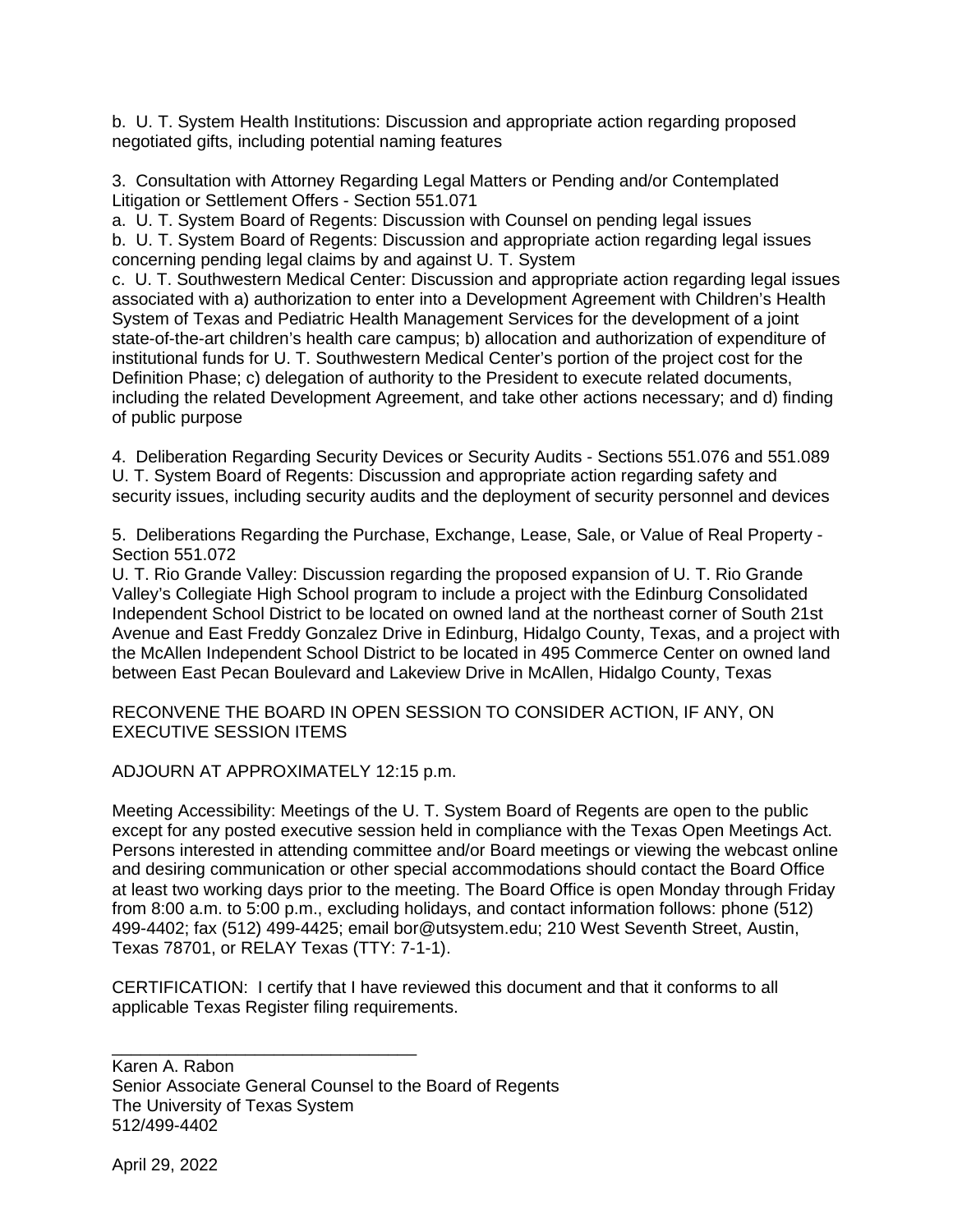b. U. T. System Health Institutions: Discussion and appropriate action regarding proposed negotiated gifts, including potential naming features

3. Consultation with Attorney Regarding Legal Matters or Pending and/or Contemplated Litigation or Settlement Offers - Section 551.071

a. U. T. System Board of Regents: Discussion with Counsel on pending legal issues

b. U. T. System Board of Regents: Discussion and appropriate action regarding legal issues concerning pending legal claims by and against U. T. System

c. U. T. Southwestern Medical Center: Discussion and appropriate action regarding legal issues associated with a) authorization to enter into a Development Agreement with Children's Health System of Texas and Pediatric Health Management Services for the development of a joint state-of-the-art children's health care campus; b) allocation and authorization of expenditure of institutional funds for U. T. Southwestern Medical Center's portion of the project cost for the Definition Phase; c) delegation of authority to the President to execute related documents, including the related Development Agreement, and take other actions necessary; and d) finding of public purpose

4. Deliberation Regarding Security Devices or Security Audits - Sections 551.076 and 551.089

U. T. System Board of Regents: Discussion and appropriate action regarding safety and security issues, including security audits and the deployment of security personnel and devices

5. Deliberations Regarding the Purchase, Exchange, Lease, Sale, or Value of Real Property - Section 551.072

U. T. Rio Grande Valley: Discussion regarding the proposed expansion of U. T. Rio Grande Valley's Collegiate High School program to include a project with the Edinburg Consolidated Independent School District to be located on owned land at the northeast corner of South 21st Avenue and East Freddy Gonzalez Drive in Edinburg, Hidalgo County, Texas, and a project with the McAllen Independent School District to be located in 495 Commerce Center on owned land between East Pecan Boulevard and Lakeview Drive in McAllen, Hidalgo County, Texas

RECONVENE THE BOARD IN OPEN SESSION TO CONSIDER ACTION, IF ANY, ON EXECUTIVE SESSION ITEMS

ADJOURN AT APPROXIMATELY 12:15 p.m.

Meeting Accessibility: Meetings of the U. T. System Board of Regents are open to the public except for any posted executive session held in compliance with the Texas Open Meetings Act. Persons interested in attending committee and/or Board meetings or viewing the webcast online and desiring communication or other special accommodations should contact the Board Office at least two working days prior to the meeting. The Board Office is open Monday through Friday from 8:00 a.m. to 5:00 p.m., excluding holidays, and contact information follows: phone (512) 499-4402; fax (512) 499-4425; email bor@utsystem.edu; 210 West Seventh Street, Austin, Texas 78701, or RELAY Texas (TTY: 7-1-1).

CERTIFICATION: I certify that I have reviewed this document and that it conforms to all applicable Texas Register filing requirements.

\_\_\_\_\_\_\_\_\_\_\_\_\_\_\_\_\_\_\_\_\_\_\_\_\_\_\_\_\_\_\_\_

Karen A. Rabon  
Senior Associate General Counsel to the Board of Regents  
The University of Texas System  
512/499-4402

April 29, 2022